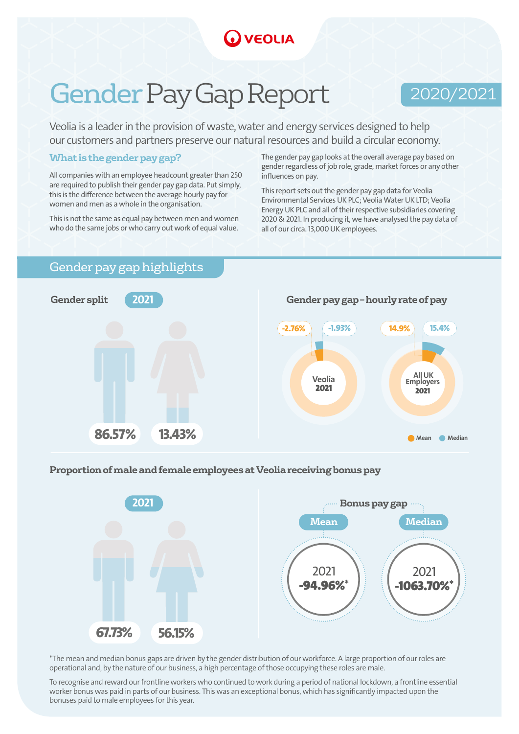VEOLIA

# Gender Pay Gap Report

2020/2021

Veolia is a leader in the provision of waste, water and energy services designed to help our customers and partners preserve our natural resources and build a circular economy.

### What is the gender pay gap?

All companies with an employee headcount greater than 250 are required to publish their gender pay gap data. Put simply, this is the difference between the average hourly pay for women and men as a whole in the organisation.

This is not the same as equal pay between men and women who do the same jobs or who carry out work of equal value.

The gender pay gap looks at the overall average pay based on gender regardless of job role, grade, market forces or any other influences on pay.

This report sets out the gender pay gap data for Veolia Environmental Services UK PLC; Veolia Water UK LTD; Veolia Energy UK PLC and all of their respective subsidiaries covering 2020 & 2021. In producing it, we have analysed the pay data of all of our circa. 13,000 UK employees.

## Gender pay gap highlights

### Gender split 2021

| Male | Female |
|---|---|
| 86.57% | 13.43% |

### Gender pay gap – hourly rate of pay

| | Mean | Median |
|---|---|---|
| Veolia 2021 | -2.76% | -1.93% |
| All UK Employers 2021 | 14.9% | 15.4% |

### Proportion of male and female employees at Veolia receiving bonus pay

2021

| Male | Female |
|---|---|
| 67.73% | 56.15% |

### Bonus pay gap

| | Mean | Median |
|---|---|---|
| 2021 | -94.96%* | -1063.70%* |

*The mean and median bonus gaps are driven by the gender distribution of our workforce. A large proportion of our roles are operational and, by the nature of our business, a high percentage of those occupying these roles are male.

To recognise and reward our frontline workers who continued to work during a period of national lockdown, a frontline essential worker bonus was paid in parts of our business. This was an exceptional bonus, which has significantly impacted upon the bonuses paid to male employees for this year.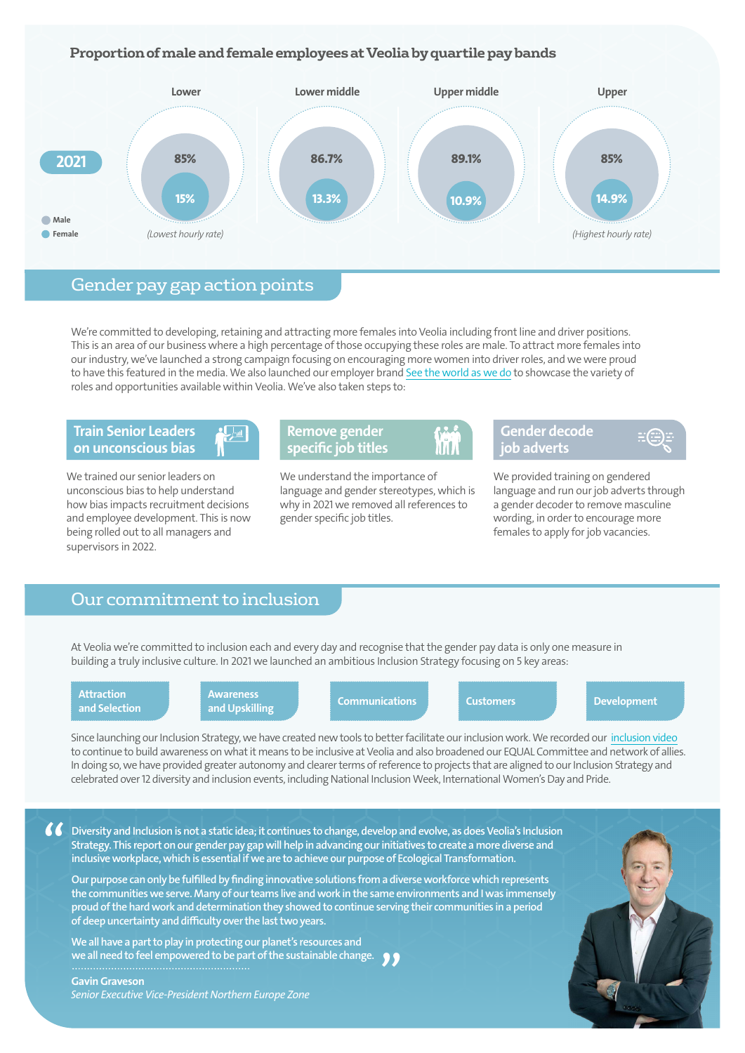### Proportion of male and female employees at Veolia by quartile pay bands

2021

Lower
85%
15%
(Lowest hourly rate)

Lower middle
86.7%
13.3%

Upper middle
89.1%
10.9%

Upper
85%
14.9%
(Highest hourly rate)

Male
Female

## Gender pay gap action points

We're committed to developing, retaining and attracting more females into Veolia including front line and driver positions. This is an area of our business where a high percentage of those occupying these roles are male. To attract more females into our industry, we've launched a strong campaign focusing on encouraging more women into driver roles, and we were proud to have this featured in the media. We also launched our employer brand See the world as we do to showcase the variety of roles and opportunities available within Veolia. We've also taken steps to:

### Train Senior Leaders on unconscious bias

We trained our senior leaders on unconscious bias to help understand how bias impacts recruitment decisions and employee development. This is now being rolled out to all managers and supervisors in 2022.

### Remove gender specific job titles

We understand the importance of language and gender stereotypes, which is why in 2021 we removed all references to gender specific job titles.

### Gender decode job adverts

We provided training on gendered language and run our job adverts through a gender decoder to remove masculine wording, in order to encourage more females to apply for job vacancies.

## Our commitment to inclusion

At Veolia we're committed to inclusion each and every day and recognise that the gender pay data is only one measure in building a truly inclusive culture. In 2021 we launched an ambitious Inclusion Strategy focusing on 5 key areas:

- Attraction and Selection
- Awareness and Upskilling
- Communications
- Customers
- Development

Since launching our Inclusion Strategy, we have created new tools to better facilitate our inclusion work. We recorded our inclusion video to continue to build awareness on what it means to be inclusive at Veolia and also broadened our EQUAL Committee and network of allies. In doing so, we have provided greater autonomy and clearer terms of reference to projects that are aligned to our Inclusion Strategy and celebrated over 12 diversity and inclusion events, including National Inclusion Week, International Women's Day and Pride.

> "Diversity and Inclusion is not a static idea; it continues to change, develop and evolve, as does Veolia's Inclusion Strategy. This report on our gender pay gap will help in advancing our initiatives to create a more diverse and inclusive workplace, which is essential if we are to achieve our purpose of Ecological Transformation.
>
> Our purpose can only be fulfilled by finding innovative solutions from a diverse workforce which represents the communities we serve. Many of our teams live and work in the same environments and I was immensely proud of the hard work and determination they showed to continue serving their communities in a period of deep uncertainty and difficulty over the last two years.
>
> We all have a part to play in protecting our planet's resources and we all need to feel empowered to be part of the sustainable change."

**Gavin Graveson**
*Senior Executive Vice-President Northern Europe Zone*